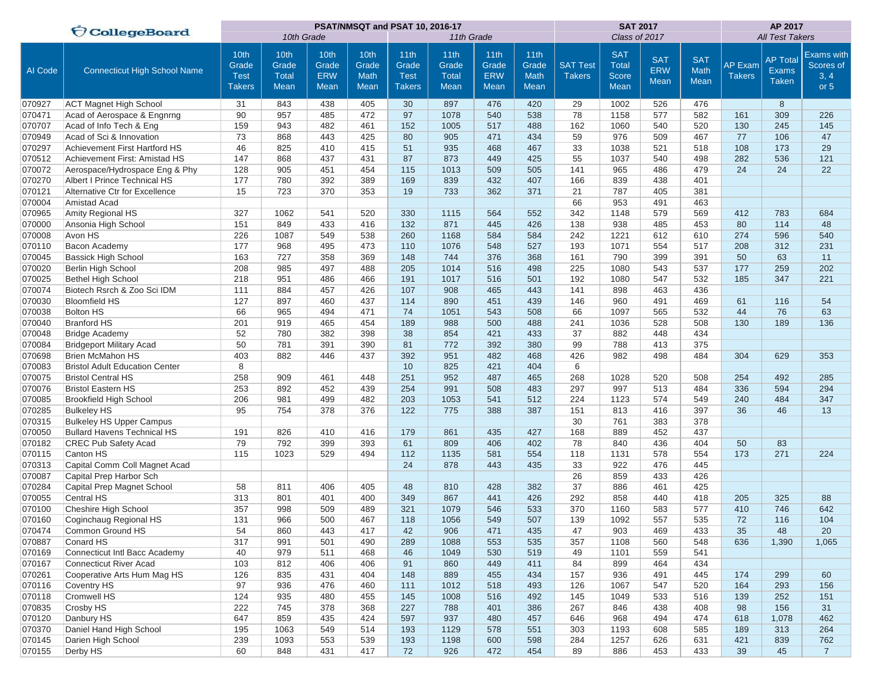| AI Code | Connecticut High School Name | PSAT/NMSQT and PSAT 10, 2016-17 | | | | | | | | SAT 2017 | | | | AP 2017 | | |
|---|---|---|---|---|---|---|---|---|---|---|---|---|---|---|---|---|
| | | 10th Grade | | | | 11th Grade | | | | Class of 2017 | | | | All Test Takers | | |
| | | 10th Grade Test Takers | 10th Grade Total Mean | 10th Grade ERW Mean | 10th Grade Math Mean | 11th Grade Test Takers | 11th Grade Total Mean | 11th Grade ERW Mean | 11th Grade Math Mean | SAT Test Takers | SAT Total Score Mean | SAT ERW Mean | SAT Math Mean | AP Exam Takers | AP Total Exams Taken | Exams with Scores of 3, 4 or 5 |
| 070927 | ACT Magnet High School | 31 | 843 | 438 | 405 | 30 | 897 | 476 | 420 | 29 | 1002 | 526 | 476 | | 8 | |
| 070471 | Acad of Aerospace & Engnrng | 90 | 957 | 485 | 472 | 97 | 1078 | 540 | 538 | 78 | 1158 | 577 | 582 | 161 | 309 | 226 |
| 070707 | Acad of Info Tech & Eng | 159 | 943 | 482 | 461 | 152 | 1005 | 517 | 488 | 162 | 1060 | 540 | 520 | 130 | 245 | 145 |
| 070949 | Acad of Sci & Innovation | 73 | 868 | 443 | 425 | 80 | 905 | 471 | 434 | 59 | 976 | 509 | 467 | 77 | 106 | 47 |
| 070297 | Achievement First Hartford HS | 46 | 825 | 410 | 415 | 51 | 935 | 468 | 467 | 33 | 1038 | 521 | 518 | 108 | 173 | 29 |
| 070512 | Achievement First: Amistad HS | 147 | 868 | 437 | 431 | 87 | 873 | 449 | 425 | 55 | 1037 | 540 | 498 | 282 | 536 | 121 |
| 070072 | Aerospace/Hydrospace Eng & Phy | 128 | 905 | 451 | 454 | 115 | 1013 | 509 | 505 | 141 | 965 | 486 | 479 | 24 | 24 | 22 |
| 070270 | Albert I Prince Technical HS | 177 | 780 | 392 | 389 | 169 | 839 | 432 | 407 | 166 | 839 | 438 | 401 | | | |
| 070121 | Alternative Ctr for Excellence | 15 | 723 | 370 | 353 | 19 | 733 | 362 | 371 | 21 | 787 | 405 | 381 | | | |
| 070004 | Amistad Acad | | | | | | | | | 66 | 953 | 491 | 463 | | | |
| 070965 | Amity Regional HS | 327 | 1062 | 541 | 520 | 330 | 1115 | 564 | 552 | 342 | 1148 | 579 | 569 | 412 | 783 | 684 |
| 070000 | Ansonia High School | 151 | 849 | 433 | 416 | 132 | 871 | 445 | 426 | 138 | 938 | 485 | 453 | 80 | 114 | 48 |
| 070008 | Avon HS | 226 | 1087 | 549 | 538 | 260 | 1168 | 584 | 584 | 242 | 1221 | 612 | 610 | 274 | 596 | 540 |
| 070110 | Bacon Academy | 177 | 968 | 495 | 473 | 110 | 1076 | 548 | 527 | 193 | 1071 | 554 | 517 | 208 | 312 | 231 |
| 070045 | Bassick High School | 163 | 727 | 358 | 369 | 148 | 744 | 376 | 368 | 161 | 790 | 399 | 391 | 50 | 63 | 11 |
| 070020 | Berlin High School | 208 | 985 | 497 | 488 | 205 | 1014 | 516 | 498 | 225 | 1080 | 543 | 537 | 177 | 259 | 202 |
| 070025 | Bethel High School | 218 | 951 | 486 | 466 | 191 | 1017 | 516 | 501 | 192 | 1080 | 547 | 532 | 185 | 347 | 221 |
| 070074 | Biotech Rsrch & Zoo Sci IDM | 111 | 884 | 457 | 426 | 107 | 908 | 465 | 443 | 141 | 898 | 463 | 436 | | | |
| 070030 | Bloomfield HS | 127 | 897 | 460 | 437 | 114 | 890 | 451 | 439 | 146 | 960 | 491 | 469 | 61 | 116 | 54 |
| 070038 | Bolton HS | 66 | 965 | 494 | 471 | 74 | 1051 | 543 | 508 | 66 | 1097 | 565 | 532 | 44 | 76 | 63 |
| 070040 | Branford HS | 201 | 919 | 465 | 454 | 189 | 988 | 500 | 488 | 241 | 1036 | 528 | 508 | 130 | 189 | 136 |
| 070048 | Bridge Academy | 52 | 780 | 382 | 398 | 38 | 854 | 421 | 433 | 37 | 882 | 448 | 434 | | | |
| 070084 | Bridgeport Military Acad | 50 | 781 | 391 | 390 | 81 | 772 | 392 | 380 | 99 | 788 | 413 | 375 | | | |
| 070698 | Brien McMahon HS | 403 | 882 | 446 | 437 | 392 | 951 | 482 | 468 | 426 | 982 | 498 | 484 | 304 | 629 | 353 |
| 070083 | Bristol Adult Education Center | 8 | | | | 10 | 825 | 421 | 404 | 6 | | | | | | |
| 070075 | Bristol Central HS | 258 | 909 | 461 | 448 | 251 | 952 | 487 | 465 | 268 | 1028 | 520 | 508 | 254 | 492 | 285 |
| 070076 | Bristol Eastern HS | 253 | 892 | 452 | 439 | 254 | 991 | 508 | 483 | 297 | 997 | 513 | 484 | 336 | 594 | 294 |
| 070085 | Brookfield High School | 206 | 981 | 499 | 482 | 203 | 1053 | 541 | 512 | 224 | 1123 | 574 | 549 | 240 | 484 | 347 |
| 070285 | Bulkeley HS | 95 | 754 | 378 | 376 | 122 | 775 | 388 | 387 | 151 | 813 | 416 | 397 | 36 | 46 | 13 |
| 070315 | Bulkeley HS Upper Campus | | | | | | | | | 30 | 761 | 383 | 378 | | | |
| 070050 | Bullard Havens Technical HS | 191 | 826 | 410 | 416 | 179 | 861 | 435 | 427 | 168 | 889 | 452 | 437 | | | |
| 070182 | CREC Pub Safety Acad | 79 | 792 | 399 | 393 | 61 | 809 | 406 | 402 | 78 | 840 | 436 | 404 | 50 | 83 | |
| 070115 | Canton HS | 115 | 1023 | 529 | 494 | 112 | 1135 | 581 | 554 | 118 | 1131 | 578 | 554 | 173 | 271 | 224 |
| 070313 | Capital Comm Coll Magnet Acad | | | | | 24 | 878 | 443 | 435 | 33 | 922 | 476 | 445 | | | |
| 070087 | Capital Prep Harbor Sch | | | | | | | | | 26 | 859 | 433 | 426 | | | |
| 070284 | Capital Prep Magnet School | 58 | 811 | 406 | 405 | 48 | 810 | 428 | 382 | 37 | 886 | 461 | 425 | | | |
| 070055 | Central HS | 313 | 801 | 401 | 400 | 349 | 867 | 441 | 426 | 292 | 858 | 440 | 418 | 205 | 325 | 88 |
| 070100 | Cheshire High School | 357 | 998 | 509 | 489 | 321 | 1079 | 546 | 533 | 370 | 1160 | 583 | 577 | 410 | 746 | 642 |
| 070160 | Coginchaug Regional HS | 131 | 966 | 500 | 467 | 118 | 1056 | 549 | 507 | 139 | 1092 | 557 | 535 | 72 | 116 | 104 |
| 070474 | Common Ground HS | 54 | 860 | 443 | 417 | 42 | 906 | 471 | 435 | 47 | 903 | 469 | 433 | 35 | 48 | 20 |
| 070887 | Conard HS | 317 | 991 | 501 | 490 | 289 | 1088 | 553 | 535 | 357 | 1108 | 560 | 548 | 636 | 1,390 | 1,065 |
| 070169 | Connecticut Intl Bacc Academy | 40 | 979 | 511 | 468 | 46 | 1049 | 530 | 519 | 49 | 1101 | 559 | 541 | | | |
| 070167 | Connecticut River Acad | 103 | 812 | 406 | 406 | 91 | 860 | 449 | 411 | 84 | 899 | 464 | 434 | | | |
| 070261 | Cooperative Arts Hum Mag HS | 126 | 835 | 431 | 404 | 148 | 889 | 455 | 434 | 157 | 936 | 491 | 445 | 174 | 299 | 60 |
| 070116 | Coventry HS | 97 | 936 | 476 | 460 | 111 | 1012 | 518 | 493 | 126 | 1067 | 547 | 520 | 164 | 293 | 156 |
| 070118 | Cromwell HS | 124 | 935 | 480 | 455 | 145 | 1008 | 516 | 492 | 145 | 1049 | 533 | 516 | 139 | 252 | 151 |
| 070835 | Crosby HS | 222 | 745 | 378 | 368 | 227 | 788 | 401 | 386 | 267 | 846 | 438 | 408 | 98 | 156 | 31 |
| 070120 | Danbury HS | 647 | 859 | 435 | 424 | 597 | 937 | 480 | 457 | 646 | 968 | 494 | 474 | 618 | 1,078 | 462 |
| 070370 | Daniel Hand High School | 195 | 1063 | 549 | 514 | 193 | 1129 | 578 | 551 | 303 | 1193 | 608 | 585 | 189 | 313 | 264 |
| 070145 | Darien High School | 239 | 1093 | 553 | 539 | 193 | 1198 | 600 | 598 | 284 | 1257 | 626 | 631 | 421 | 839 | 762 |
| 070155 | Derby HS | 60 | 848 | 431 | 417 | 72 | 926 | 472 | 454 | 89 | 886 | 453 | 433 | 39 | 45 | 7 |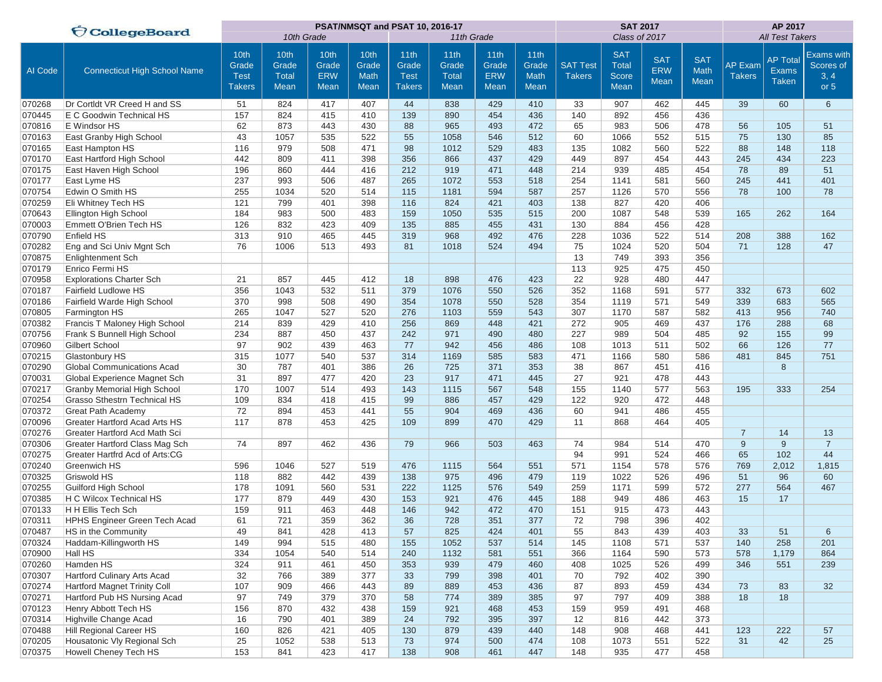| CollegeBoard | | PSAT/NMSQT and PSAT 10, 2016-17 | | | | | | | | SAT 2017 | | | | AP 2017 | | |
|---|---|---|---|---|---|---|---|---|---|---|---|---|---|---|---|---|
| | | 10th Grade | | | | 11th Grade | | | | Class of 2017 | | | | All Test Takers | | |
| AI Code | Connecticut High School Name | 10th Grade Test Takers | 10th Grade Total Mean | 10th Grade ERW Mean | 10th Grade Math Mean | 11th Grade Test Takers | 11th Grade Total Mean | 11th Grade ERW Mean | 11th Grade Math Mean | SAT Test Takers | SAT Total Score Mean | SAT ERW Mean | SAT Math Mean | AP Exam Takers | AP Total Exams Taken | Exams with Scores of 3, 4 or 5 |
| 070268 | Dr Cortldt VR Creed H and SS | 51 | 824 | 417 | 407 | 44 | 838 | 429 | 410 | 33 | 907 | 462 | 445 | 39 | 60 | 6 |
| 070445 | E C Goodwin Technical HS | 157 | 824 | 415 | 410 | 139 | 890 | 454 | 436 | 140 | 892 | 456 | 436 | | | |
| 070816 | E Windsor HS | 62 | 873 | 443 | 430 | 88 | 965 | 493 | 472 | 65 | 983 | 506 | 478 | 56 | 105 | 51 |
| 070163 | East Granby High School | 43 | 1057 | 535 | 522 | 55 | 1058 | 546 | 512 | 60 | 1066 | 552 | 515 | 75 | 130 | 85 |
| 070165 | East Hampton HS | 116 | 979 | 508 | 471 | 98 | 1012 | 529 | 483 | 135 | 1082 | 560 | 522 | 88 | 148 | 118 |
| 070170 | East Hartford High School | 442 | 809 | 411 | 398 | 356 | 866 | 437 | 429 | 449 | 897 | 454 | 443 | 245 | 434 | 223 |
| 070175 | East Haven High School | 196 | 860 | 444 | 416 | 212 | 919 | 471 | 448 | 214 | 939 | 485 | 454 | 78 | 89 | 51 |
| 070177 | East Lyme HS | 237 | 993 | 506 | 487 | 265 | 1072 | 553 | 518 | 254 | 1141 | 581 | 560 | 245 | 441 | 401 |
| 070754 | Edwin O Smith HS | 255 | 1034 | 520 | 514 | 115 | 1181 | 594 | 587 | 257 | 1126 | 570 | 556 | 78 | 100 | 78 |
| 070259 | Eli Whitney Tech HS | 121 | 799 | 401 | 398 | 116 | 824 | 421 | 403 | 138 | 827 | 420 | 406 | | | |
| 070643 | Ellington High School | 184 | 983 | 500 | 483 | 159 | 1050 | 535 | 515 | 200 | 1087 | 548 | 539 | 165 | 262 | 164 |
| 070003 | Emmett O'Brien Tech HS | 126 | 832 | 423 | 409 | 135 | 885 | 455 | 431 | 130 | 884 | 456 | 428 | | | |
| 070790 | Enfield HS | 313 | 910 | 465 | 445 | 319 | 968 | 492 | 476 | 228 | 1036 | 522 | 514 | 208 | 388 | 162 |
| 070282 | Eng and Sci Univ Mgnt Sch | 76 | 1006 | 513 | 493 | 81 | 1018 | 524 | 494 | 75 | 1024 | 520 | 504 | 71 | 128 | 47 |
| 070875 | Enlightenment Sch | | | | | | | | | 13 | 749 | 393 | 356 | | | |
| 070179 | Enrico Fermi HS | | | | | | | | | 113 | 925 | 475 | 450 | | | |
| 070958 | Explorations Charter Sch | 21 | 857 | 445 | 412 | 18 | 898 | 476 | 423 | 22 | 928 | 480 | 447 | | | |
| 070187 | Fairfield Ludlowe HS | 356 | 1043 | 532 | 511 | 379 | 1076 | 550 | 526 | 352 | 1168 | 591 | 577 | 332 | 673 | 602 |
| 070186 | Fairfield Warde High School | 370 | 998 | 508 | 490 | 354 | 1078 | 550 | 528 | 354 | 1119 | 571 | 549 | 339 | 683 | 565 |
| 070805 | Farmington HS | 265 | 1047 | 527 | 520 | 276 | 1103 | 559 | 543 | 307 | 1170 | 587 | 582 | 413 | 956 | 740 |
| 070382 | Francis T Maloney High School | 214 | 839 | 429 | 410 | 256 | 869 | 448 | 421 | 272 | 905 | 469 | 437 | 176 | 288 | 68 |
| 070756 | Francis S Bunnell High School | 234 | 887 | 450 | 437 | 242 | 971 | 490 | 480 | 227 | 989 | 504 | 485 | 92 | 155 | 99 |
| 070960 | Gilbert School | 97 | 902 | 439 | 463 | 77 | 942 | 456 | 486 | 108 | 1013 | 511 | 502 | 66 | 126 | 77 |
| 070215 | Glastonbury HS | 315 | 1077 | 540 | 537 | 314 | 1169 | 585 | 583 | 471 | 1166 | 580 | 586 | 481 | 845 | 751 |
| 070290 | Global Communications Acad | 30 | 787 | 401 | 386 | 26 | 725 | 371 | 353 | 38 | 867 | 451 | 416 | | 8 | |
| 070031 | Global Experience Magnet Sch | 31 | 897 | 477 | 420 | 23 | 917 | 471 | 445 | 27 | 921 | 478 | 443 | | | |
| 070217 | Granby Memorial High School | 170 | 1007 | 514 | 493 | 143 | 1115 | 567 | 548 | 155 | 1140 | 577 | 563 | 195 | 333 | 254 |
| 070254 | Grasso Sthestrn Technical HS | 109 | 834 | 418 | 415 | 99 | 886 | 457 | 429 | 122 | 920 | 472 | 448 | | | |
| 070372 | Great Path Academy | 72 | 894 | 453 | 441 | 55 | 904 | 469 | 436 | 60 | 941 | 486 | 455 | | | |
| 070096 | Greater Hartford Acad Arts HS | 117 | 878 | 453 | 425 | 109 | 899 | 470 | 429 | 11 | 868 | 464 | 405 | | | |
| 070276 | Greater Hartford Acd Math Sci | | | | | | | | | | | | | 7 | 14 | 13 |
| 070306 | Greater Hartford Class Mag Sch | 74 | 897 | 462 | 436 | 79 | 966 | 503 | 463 | 74 | 984 | 514 | 470 | 9 | 9 | 7 |
| 070275 | Greater Hartfrd Acd of Arts:CG | | | | | | | | | 94 | 991 | 524 | 466 | 65 | 102 | 44 |
| 070240 | Greenwich HS | 596 | 1046 | 527 | 519 | 476 | 1115 | 564 | 551 | 571 | 1154 | 578 | 576 | 769 | 2,012 | 1,815 |
| 070325 | Griswold HS | 118 | 882 | 442 | 439 | 138 | 975 | 496 | 479 | 119 | 1022 | 526 | 496 | 51 | 96 | 60 |
| 070255 | Guilford High School | 178 | 1091 | 560 | 531 | 222 | 1125 | 576 | 549 | 259 | 1171 | 599 | 572 | 277 | 564 | 467 |
| 070385 | H C Wilcox Technical HS | 177 | 879 | 449 | 430 | 153 | 921 | 476 | 445 | 188 | 949 | 486 | 463 | 15 | 17 | |
| 070133 | H H Ellis Tech Sch | 159 | 911 | 463 | 448 | 146 | 942 | 472 | 470 | 151 | 915 | 473 | 443 | | | |
| 070311 | HPHS Engineer Green Tech Acad | 61 | 721 | 359 | 362 | 36 | 728 | 351 | 377 | 72 | 798 | 396 | 402 | | | |
| 070487 | HS in the Community | 49 | 841 | 428 | 413 | 57 | 825 | 424 | 401 | 55 | 843 | 439 | 403 | 33 | 51 | 6 |
| 070324 | Haddam-Killingworth HS | 149 | 994 | 515 | 480 | 155 | 1052 | 537 | 514 | 145 | 1108 | 571 | 537 | 140 | 258 | 201 |
| 070900 | Hall HS | 334 | 1054 | 540 | 514 | 240 | 1132 | 581 | 551 | 366 | 1164 | 590 | 573 | 578 | 1,179 | 864 |
| 070260 | Hamden HS | 324 | 911 | 461 | 450 | 353 | 939 | 479 | 460 | 408 | 1025 | 526 | 499 | 346 | 551 | 239 |
| 070307 | Hartford Culinary Arts Acad | 32 | 766 | 389 | 377 | 33 | 799 | 398 | 401 | 70 | 792 | 402 | 390 | | | |
| 070274 | Hartford Magnet Trinity Coll | 107 | 909 | 466 | 443 | 89 | 889 | 453 | 436 | 87 | 893 | 459 | 434 | 73 | 83 | 32 |
| 070271 | Hartford Pub HS Nursing Acad | 97 | 749 | 379 | 370 | 58 | 774 | 389 | 385 | 97 | 797 | 409 | 388 | 18 | 18 | |
| 070123 | Henry Abbott Tech HS | 156 | 870 | 432 | 438 | 159 | 921 | 468 | 453 | 159 | 959 | 491 | 468 | | | |
| 070314 | Highville Change Acad | 16 | 790 | 401 | 389 | 24 | 792 | 395 | 397 | 12 | 816 | 442 | 373 | | | |
| 070488 | Hill Regional Career HS | 160 | 826 | 421 | 405 | 130 | 879 | 439 | 440 | 148 | 908 | 468 | 441 | 123 | 222 | 57 |
| 070205 | Housatonic Vly Regional Sch | 25 | 1052 | 538 | 513 | 73 | 974 | 500 | 474 | 108 | 1073 | 551 | 522 | 31 | 42 | 25 |
| 070375 | Howell Cheney Tech HS | 153 | 841 | 423 | 417 | 138 | 908 | 461 | 447 | 148 | 935 | 477 | 458 | | | |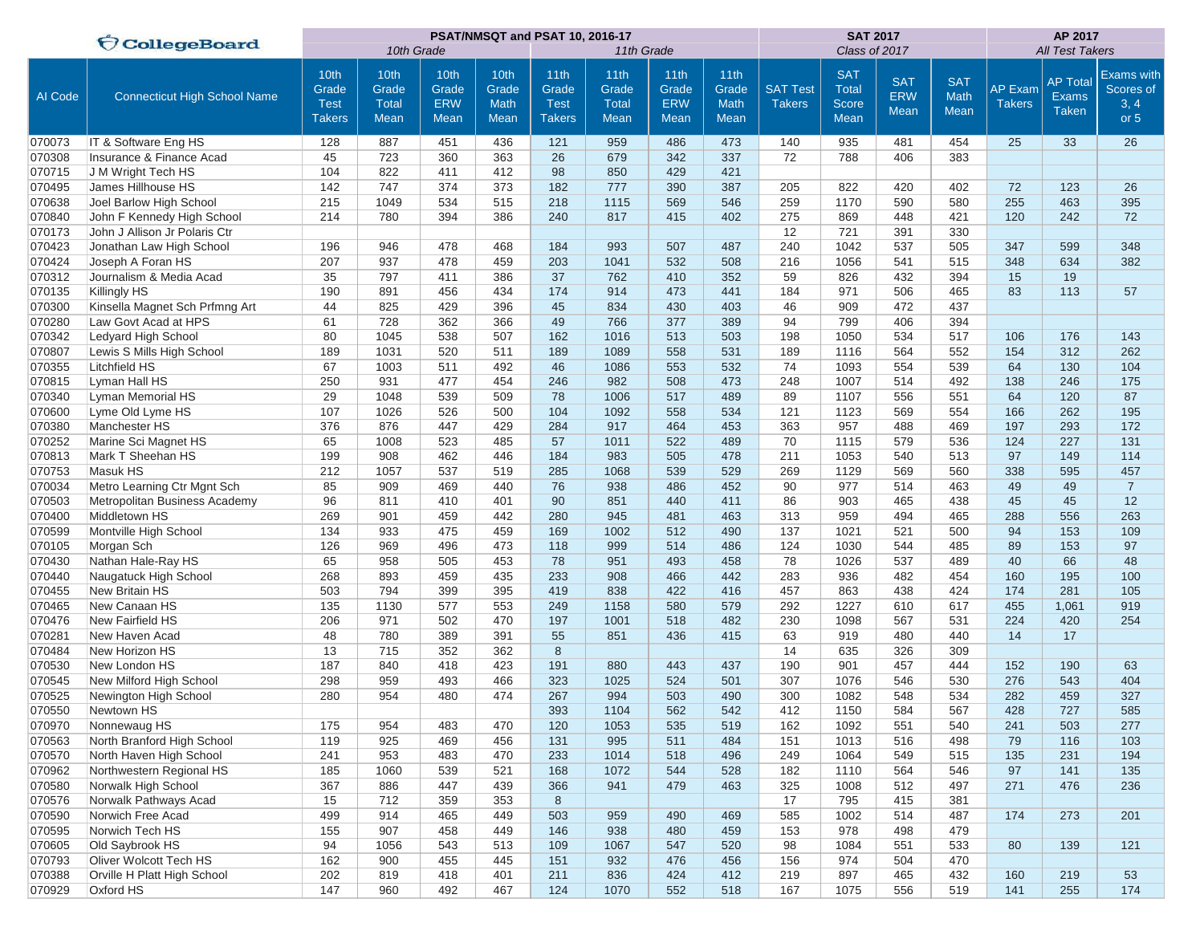| AI Code | Connecticut High School Name | PSAT/NMSQT and PSAT 10, 2016-17 | | | | | | | | SAT 2017 | | | | AP 2017 | | |
|---|---|---|---|---|---|---|---|---|---|---|---|---|---|---|---|---|
| | | 10th Grade | | | | 11th Grade | | | | Class of 2017 | | | | All Test Takers | | |
| | | 10th Grade Test Takers | 10th Grade Total Mean | 10th Grade ERW Mean | 10th Grade Math Mean | 11th Grade Test Takers | 11th Grade Total Mean | 11th Grade ERW Mean | 11th Grade Math Mean | SAT Test Takers | SAT Total Score Mean | SAT ERW Mean | SAT Math Mean | AP Exam Takers | AP Total Exams Taken | Exams with Scores of 3, 4 or 5 |
| 070073 | IT & Software Eng HS | 128 | 887 | 451 | 436 | 121 | 959 | 486 | 473 | 140 | 935 | 481 | 454 | 25 | 33 | 26 |
| 070308 | Insurance & Finance Acad | 45 | 723 | 360 | 363 | 26 | 679 | 342 | 337 | 72 | 788 | 406 | 383 | | | |
| 070715 | J M Wright Tech HS | 104 | 822 | 411 | 412 | 98 | 850 | 429 | 421 | | | | | | | |
| 070495 | James Hillhouse HS | 142 | 747 | 374 | 373 | 182 | 777 | 390 | 387 | 205 | 822 | 420 | 402 | 72 | 123 | 26 |
| 070638 | Joel Barlow High School | 215 | 1049 | 534 | 515 | 218 | 1115 | 569 | 546 | 259 | 1170 | 590 | 580 | 255 | 463 | 395 |
| 070840 | John F Kennedy High School | 214 | 780 | 394 | 386 | 240 | 817 | 415 | 402 | 275 | 869 | 448 | 421 | 120 | 242 | 72 |
| 070173 | John J Allison Jr Polaris Ctr | | | | | | | | | 12 | 721 | 391 | 330 | | | |
| 070423 | Jonathan Law High School | 196 | 946 | 478 | 468 | 184 | 993 | 507 | 487 | 240 | 1042 | 537 | 505 | 347 | 599 | 348 |
| 070424 | Joseph A Foran HS | 207 | 937 | 478 | 459 | 203 | 1041 | 532 | 508 | 216 | 1056 | 541 | 515 | 348 | 634 | 382 |
| 070312 | Journalism & Media Acad | 35 | 797 | 411 | 386 | 37 | 762 | 410 | 352 | 59 | 826 | 432 | 394 | 15 | 19 | |
| 070135 | Killingly HS | 190 | 891 | 456 | 434 | 174 | 914 | 473 | 441 | 184 | 971 | 506 | 465 | 83 | 113 | 57 |
| 070300 | Kinsella Magnet Sch Prfmng Art | 44 | 825 | 429 | 396 | 45 | 834 | 430 | 403 | 46 | 909 | 472 | 437 | | | |
| 070280 | Law Govt Acad at HPS | 61 | 728 | 362 | 366 | 49 | 766 | 377 | 389 | 94 | 799 | 406 | 394 | | | |
| 070342 | Ledyard High School | 80 | 1045 | 538 | 507 | 162 | 1016 | 513 | 503 | 198 | 1050 | 534 | 517 | 106 | 176 | 143 |
| 070807 | Lewis S Mills High School | 189 | 1031 | 520 | 511 | 189 | 1089 | 558 | 531 | 189 | 1116 | 564 | 552 | 154 | 312 | 262 |
| 070355 | Litchfield HS | 67 | 1003 | 511 | 492 | 46 | 1086 | 553 | 532 | 74 | 1093 | 554 | 539 | 64 | 130 | 104 |
| 070815 | Lyman Hall HS | 250 | 931 | 477 | 454 | 246 | 982 | 508 | 473 | 248 | 1007 | 514 | 492 | 138 | 246 | 175 |
| 070340 | Lyman Memorial HS | 29 | 1048 | 539 | 509 | 78 | 1006 | 517 | 489 | 89 | 1107 | 556 | 551 | 64 | 120 | 87 |
| 070600 | Lyme Old Lyme HS | 107 | 1026 | 526 | 500 | 104 | 1092 | 558 | 534 | 121 | 1123 | 569 | 554 | 166 | 262 | 195 |
| 070380 | Manchester HS | 376 | 876 | 447 | 429 | 284 | 917 | 464 | 453 | 363 | 957 | 488 | 469 | 197 | 293 | 172 |
| 070252 | Marine Sci Magnet HS | 65 | 1008 | 523 | 485 | 57 | 1011 | 522 | 489 | 70 | 1115 | 579 | 536 | 124 | 227 | 131 |
| 070813 | Mark T Sheehan HS | 199 | 908 | 462 | 446 | 184 | 983 | 505 | 478 | 211 | 1053 | 540 | 513 | 97 | 149 | 114 |
| 070753 | Masuk HS | 212 | 1057 | 537 | 519 | 285 | 1068 | 539 | 529 | 269 | 1129 | 569 | 560 | 338 | 595 | 457 |
| 070034 | Metro Learning Ctr Mgnt Sch | 85 | 909 | 469 | 440 | 76 | 938 | 486 | 452 | 90 | 977 | 514 | 463 | 49 | 49 | 7 |
| 070503 | Metropolitan Business Academy | 96 | 811 | 410 | 401 | 90 | 851 | 440 | 411 | 86 | 903 | 465 | 438 | 45 | 45 | 12 |
| 070400 | Middletown HS | 269 | 901 | 459 | 442 | 280 | 945 | 481 | 463 | 313 | 959 | 494 | 465 | 288 | 556 | 263 |
| 070599 | Montville High School | 134 | 933 | 475 | 459 | 169 | 1002 | 512 | 490 | 137 | 1021 | 521 | 500 | 94 | 153 | 109 |
| 070105 | Morgan Sch | 126 | 969 | 496 | 473 | 118 | 999 | 514 | 486 | 124 | 1030 | 544 | 485 | 89 | 153 | 97 |
| 070430 | Nathan Hale-Ray HS | 65 | 958 | 505 | 453 | 78 | 951 | 493 | 458 | 78 | 1026 | 537 | 489 | 40 | 66 | 48 |
| 070440 | Naugatuck High School | 268 | 893 | 459 | 435 | 233 | 908 | 466 | 442 | 283 | 936 | 482 | 454 | 160 | 195 | 100 |
| 070455 | New Britain HS | 503 | 794 | 399 | 395 | 419 | 838 | 422 | 416 | 457 | 863 | 438 | 424 | 174 | 281 | 105 |
| 070465 | New Canaan HS | 135 | 1130 | 577 | 553 | 249 | 1158 | 580 | 579 | 292 | 1227 | 610 | 617 | 455 | 1,061 | 919 |
| 070476 | New Fairfield HS | 206 | 971 | 502 | 470 | 197 | 1001 | 518 | 482 | 230 | 1098 | 567 | 531 | 224 | 420 | 254 |
| 070281 | New Haven Acad | 48 | 780 | 389 | 391 | 55 | 851 | 436 | 415 | 63 | 919 | 480 | 440 | 14 | 17 | |
| 070484 | New Horizon HS | 13 | 715 | 352 | 362 | 8 | | | | 14 | 635 | 326 | 309 | | | |
| 070530 | New London HS | 187 | 840 | 418 | 423 | 191 | 880 | 443 | 437 | 190 | 901 | 457 | 444 | 152 | 190 | 63 |
| 070545 | New Milford High School | 298 | 959 | 493 | 466 | 323 | 1025 | 524 | 501 | 307 | 1076 | 546 | 530 | 276 | 543 | 404 |
| 070525 | Newington High School | 280 | 954 | 480 | 474 | 267 | 994 | 503 | 490 | 300 | 1082 | 548 | 534 | 282 | 459 | 327 |
| 070550 | Newtown HS | | | | | 393 | 1104 | 562 | 542 | 412 | 1150 | 584 | 567 | 428 | 727 | 585 |
| 070970 | Nonnewaug HS | 175 | 954 | 483 | 470 | 120 | 1053 | 535 | 519 | 162 | 1092 | 551 | 540 | 241 | 503 | 277 |
| 070563 | North Branford High School | 119 | 925 | 469 | 456 | 131 | 995 | 511 | 484 | 151 | 1013 | 516 | 498 | 79 | 116 | 103 |
| 070570 | North Haven High School | 241 | 953 | 483 | 470 | 233 | 1014 | 518 | 496 | 249 | 1064 | 549 | 515 | 135 | 231 | 194 |
| 070962 | Northwestern Regional HS | 185 | 1060 | 539 | 521 | 168 | 1072 | 544 | 528 | 182 | 1110 | 564 | 546 | 97 | 141 | 135 |
| 070580 | Norwalk High School | 367 | 886 | 447 | 439 | 366 | 941 | 479 | 463 | 325 | 1008 | 512 | 497 | 271 | 476 | 236 |
| 070576 | Norwalk Pathways Acad | 15 | 712 | 359 | 353 | 8 | | | | 17 | 795 | 415 | 381 | | | |
| 070590 | Norwich Free Acad | 499 | 914 | 465 | 449 | 503 | 959 | 490 | 469 | 585 | 1002 | 514 | 487 | 174 | 273 | 201 |
| 070595 | Norwich Tech HS | 155 | 907 | 458 | 449 | 146 | 938 | 480 | 459 | 153 | 978 | 498 | 479 | | | |
| 070605 | Old Saybrook HS | 94 | 1056 | 543 | 513 | 109 | 1067 | 547 | 520 | 98 | 1084 | 551 | 533 | 80 | 139 | 121 |
| 070793 | Oliver Wolcott Tech HS | 162 | 900 | 455 | 445 | 151 | 932 | 476 | 456 | 156 | 974 | 504 | 470 | | | |
| 070388 | Orville H Platt High School | 202 | 819 | 418 | 401 | 211 | 836 | 424 | 412 | 219 | 897 | 465 | 432 | 160 | 219 | 53 |
| 070929 | Oxford HS | 147 | 960 | 492 | 467 | 124 | 1070 | 552 | 518 | 167 | 1075 | 556 | 519 | 141 | 255 | 174 |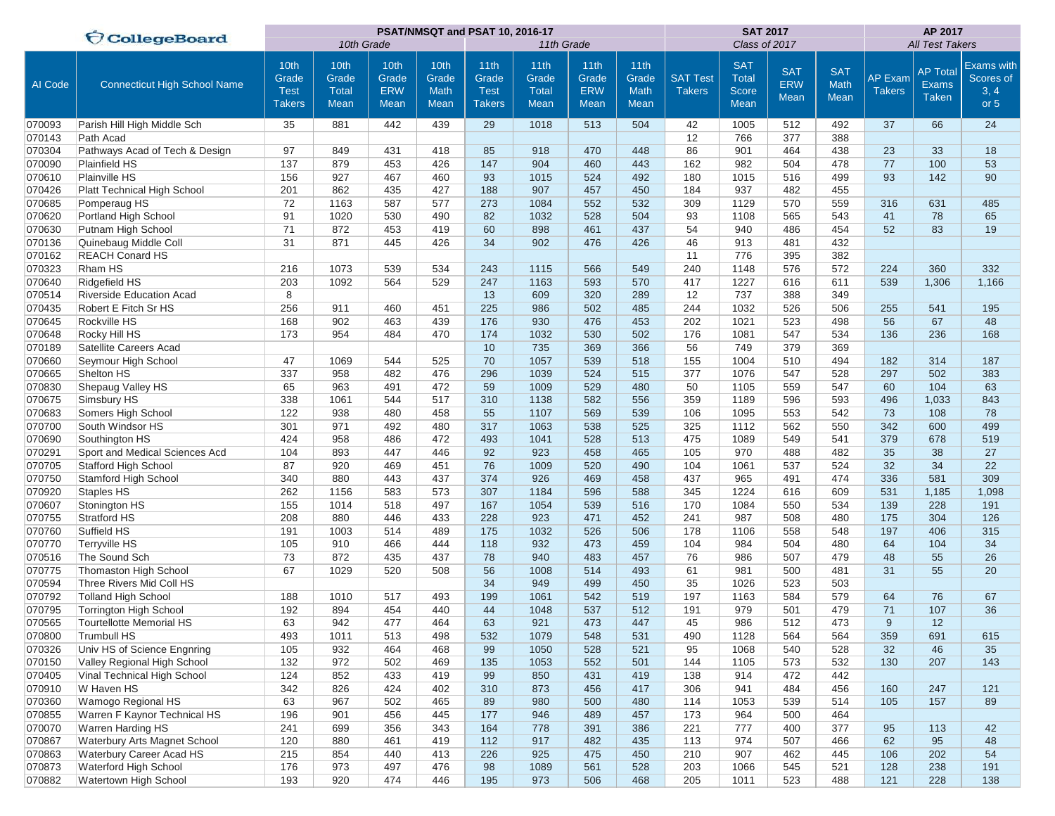| CollegeBoard | | PSAT/NMSQT and PSAT 10, 2016-17 | | | | | | | | SAT 2017 | | | | AP 2017 | | |
|---|---|---|---|---|---|---|---|---|---|---|---|---|---|---|---|---|
| | | 10th Grade | | | | 11th Grade | | | | Class of 2017 | | | | All Test Takers | | |
| AI Code | Connecticut High School Name | 10th Grade Test Takers | 10th Grade Total Mean | 10th Grade ERW Mean | 10th Grade Math Mean | 11th Grade Test Takers | 11th Grade Total Mean | 11th Grade ERW Mean | 11th Grade Math Mean | SAT Test Takers | SAT Total Score Mean | SAT ERW Mean | SAT Math Mean | AP Exam Takers | AP Total Exams Taken | Exams with Scores of 3, 4 or 5 |
| 070093 | Parish Hill High Middle Sch | 35 | 881 | 442 | 439 | 29 | 1018 | 513 | 504 | 42 | 1005 | 512 | 492 | 37 | 66 | 24 |
| 070143 | Path Acad | | | | | | | | | 12 | 766 | 377 | 388 | | | |
| 070304 | Pathways Acad of Tech & Design | 97 | 849 | 431 | 418 | 85 | 918 | 470 | 448 | 86 | 901 | 464 | 438 | 23 | 33 | 18 |
| 070090 | Plainfield HS | 137 | 879 | 453 | 426 | 147 | 904 | 460 | 443 | 162 | 982 | 504 | 478 | 77 | 100 | 53 |
| 070610 | Plainville HS | 156 | 927 | 467 | 460 | 93 | 1015 | 524 | 492 | 180 | 1015 | 516 | 499 | 93 | 142 | 90 |
| 070426 | Platt Technical High School | 201 | 862 | 435 | 427 | 188 | 907 | 457 | 450 | 184 | 937 | 482 | 455 | | | |
| 070685 | Pomperaug HS | 72 | 1163 | 587 | 577 | 273 | 1084 | 552 | 532 | 309 | 1129 | 570 | 559 | 316 | 631 | 485 |
| 070620 | Portland High School | 91 | 1020 | 530 | 490 | 82 | 1032 | 528 | 504 | 93 | 1108 | 565 | 543 | 41 | 78 | 65 |
| 070630 | Putnam High School | 71 | 872 | 453 | 419 | 60 | 898 | 461 | 437 | 54 | 940 | 486 | 454 | 52 | 83 | 19 |
| 070136 | Quinebaug Middle Coll | 31 | 871 | 445 | 426 | 34 | 902 | 476 | 426 | 46 | 913 | 481 | 432 | | | |
| 070162 | REACH Conard HS | | | | | | | | | 11 | 776 | 395 | 382 | | | |
| 070323 | Rham HS | 216 | 1073 | 539 | 534 | 243 | 1115 | 566 | 549 | 240 | 1148 | 576 | 572 | 224 | 360 | 332 |
| 070640 | Ridgefield HS | 203 | 1092 | 564 | 529 | 247 | 1163 | 593 | 570 | 417 | 1227 | 616 | 611 | 539 | 1,306 | 1,166 |
| 070514 | Riverside Education Acad | 8 | | | | 13 | 609 | 320 | 289 | 12 | 737 | 388 | 349 | | | |
| 070435 | Robert E Fitch Sr HS | 256 | 911 | 460 | 451 | 225 | 986 | 502 | 485 | 244 | 1032 | 526 | 506 | 255 | 541 | 195 |
| 070645 | Rockville HS | 168 | 902 | 463 | 439 | 176 | 930 | 476 | 453 | 202 | 1021 | 523 | 498 | 56 | 67 | 48 |
| 070648 | Rocky Hill HS | 173 | 954 | 484 | 470 | 174 | 1032 | 530 | 502 | 176 | 1081 | 547 | 534 | 136 | 236 | 168 |
| 070189 | Satellite Careers Acad | | | | | 10 | 735 | 369 | 366 | 56 | 749 | 379 | 369 | | | |
| 070660 | Seymour High School | 47 | 1069 | 544 | 525 | 70 | 1057 | 539 | 518 | 155 | 1004 | 510 | 494 | 182 | 314 | 187 |
| 070665 | Shelton HS | 337 | 958 | 482 | 476 | 296 | 1039 | 524 | 515 | 377 | 1076 | 547 | 528 | 297 | 502 | 383 |
| 070830 | Shepaug Valley HS | 65 | 963 | 491 | 472 | 59 | 1009 | 529 | 480 | 50 | 1105 | 559 | 547 | 60 | 104 | 63 |
| 070675 | Simsbury HS | 338 | 1061 | 544 | 517 | 310 | 1138 | 582 | 556 | 359 | 1189 | 596 | 593 | 496 | 1,033 | 843 |
| 070683 | Somers High School | 122 | 938 | 480 | 458 | 55 | 1107 | 569 | 539 | 106 | 1095 | 553 | 542 | 73 | 108 | 78 |
| 070700 | South Windsor HS | 301 | 971 | 492 | 480 | 317 | 1063 | 538 | 525 | 325 | 1112 | 562 | 550 | 342 | 600 | 499 |
| 070690 | Southington HS | 424 | 958 | 486 | 472 | 493 | 1041 | 528 | 513 | 475 | 1089 | 549 | 541 | 379 | 678 | 519 |
| 070291 | Sport and Medical Sciences Acd | 104 | 893 | 447 | 446 | 92 | 923 | 458 | 465 | 105 | 970 | 488 | 482 | 35 | 38 | 27 |
| 070705 | Stafford High School | 87 | 920 | 469 | 451 | 76 | 1009 | 520 | 490 | 104 | 1061 | 537 | 524 | 32 | 34 | 22 |
| 070750 | Stamford High School | 340 | 880 | 443 | 437 | 374 | 926 | 469 | 458 | 437 | 965 | 491 | 474 | 336 | 581 | 309 |
| 070920 | Staples HS | 262 | 1156 | 583 | 573 | 307 | 1184 | 596 | 588 | 345 | 1224 | 616 | 609 | 531 | 1,185 | 1,098 |
| 070607 | Stonington HS | 155 | 1014 | 518 | 497 | 167 | 1054 | 539 | 516 | 170 | 1084 | 550 | 534 | 139 | 228 | 191 |
| 070755 | Stratford HS | 208 | 880 | 446 | 433 | 228 | 923 | 471 | 452 | 241 | 987 | 508 | 480 | 175 | 304 | 126 |
| 070760 | Suffield HS | 191 | 1003 | 514 | 489 | 175 | 1032 | 526 | 506 | 178 | 1106 | 558 | 548 | 197 | 406 | 315 |
| 070770 | Terryville HS | 105 | 910 | 466 | 444 | 118 | 932 | 473 | 459 | 104 | 984 | 504 | 480 | 64 | 104 | 34 |
| 070516 | The Sound Sch | 73 | 872 | 435 | 437 | 78 | 940 | 483 | 457 | 76 | 986 | 507 | 479 | 48 | 55 | 26 |
| 070775 | Thomaston High School | 67 | 1029 | 520 | 508 | 56 | 1008 | 514 | 493 | 61 | 981 | 500 | 481 | 31 | 55 | 20 |
| 070594 | Three Rivers Mid Coll HS | | | | | 34 | 949 | 499 | 450 | 35 | 1026 | 523 | 503 | | | |
| 070792 | Tolland High School | 188 | 1010 | 517 | 493 | 199 | 1061 | 542 | 519 | 197 | 1163 | 584 | 579 | 64 | 76 | 67 |
| 070795 | Torrington High School | 192 | 894 | 454 | 440 | 44 | 1048 | 537 | 512 | 191 | 979 | 501 | 479 | 71 | 107 | 36 |
| 070565 | Tourtellotte Memorial HS | 63 | 942 | 477 | 464 | 63 | 921 | 473 | 447 | 45 | 986 | 512 | 473 | 9 | 12 | |
| 070800 | Trumbull HS | 493 | 1011 | 513 | 498 | 532 | 1079 | 548 | 531 | 490 | 1128 | 564 | 564 | 359 | 691 | 615 |
| 070326 | Univ HS of Science Engnring | 105 | 932 | 464 | 468 | 99 | 1050 | 528 | 521 | 95 | 1068 | 540 | 528 | 32 | 46 | 35 |
| 070150 | Valley Regional High School | 132 | 972 | 502 | 469 | 135 | 1053 | 552 | 501 | 144 | 1105 | 573 | 532 | 130 | 207 | 143 |
| 070405 | Vinal Technical High School | 124 | 852 | 433 | 419 | 99 | 850 | 431 | 419 | 138 | 914 | 472 | 442 | | | |
| 070910 | W Haven HS | 342 | 826 | 424 | 402 | 310 | 873 | 456 | 417 | 306 | 941 | 484 | 456 | 160 | 247 | 121 |
| 070360 | Wamogo Regional HS | 63 | 967 | 502 | 465 | 89 | 980 | 500 | 480 | 114 | 1053 | 539 | 514 | 105 | 157 | 89 |
| 070855 | Warren F Kaynor Technical HS | 196 | 901 | 456 | 445 | 177 | 946 | 489 | 457 | 173 | 964 | 500 | 464 | | | |
| 070070 | Warren Harding HS | 241 | 699 | 356 | 343 | 164 | 778 | 391 | 386 | 221 | 777 | 400 | 377 | 95 | 113 | 42 |
| 070867 | Waterbury Arts Magnet School | 120 | 880 | 461 | 419 | 112 | 917 | 482 | 435 | 113 | 974 | 507 | 466 | 62 | 95 | 48 |
| 070863 | Waterbury Career Acad HS | 215 | 854 | 440 | 413 | 226 | 925 | 475 | 450 | 210 | 907 | 462 | 445 | 106 | 202 | 54 |
| 070873 | Waterford High School | 176 | 973 | 497 | 476 | 98 | 1089 | 561 | 528 | 203 | 1066 | 545 | 521 | 128 | 238 | 191 |
| 070882 | Watertown High School | 193 | 920 | 474 | 446 | 195 | 973 | 506 | 468 | 205 | 1011 | 523 | 488 | 121 | 228 | 138 |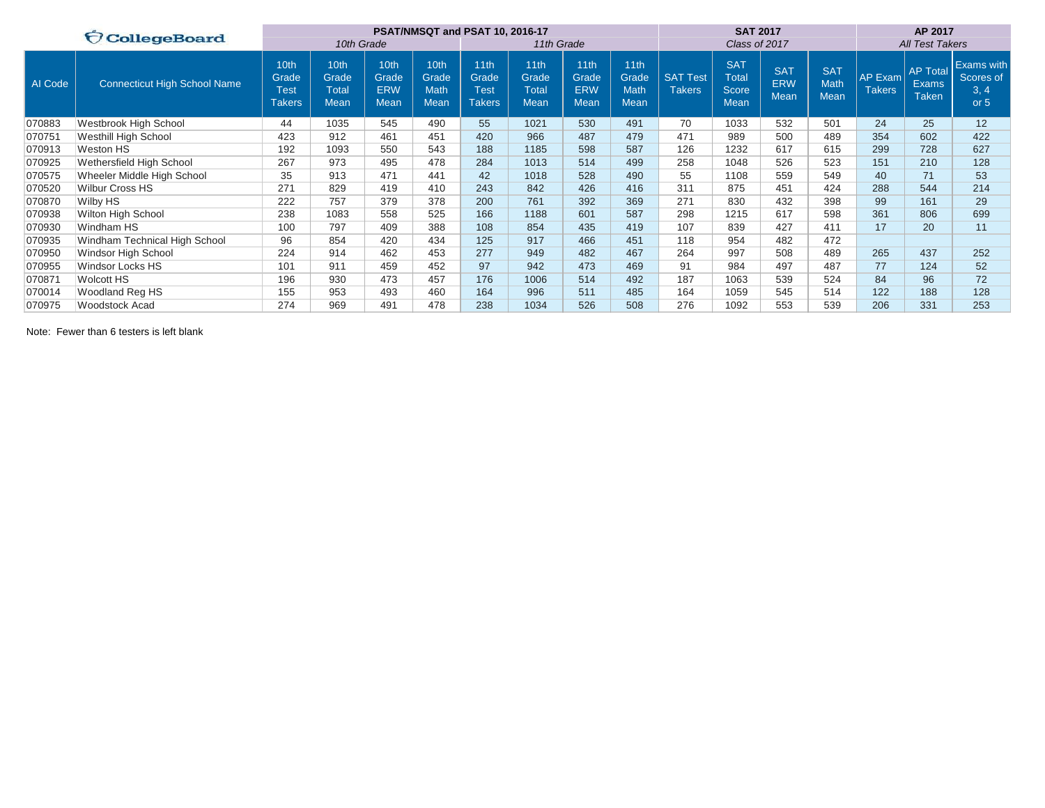| CollegeBoard | | PSAT/NMSQT and PSAT 10, 2016-17 | | | | | | | | SAT 2017 | | | | AP 2017 | | |
|---|---|---|---|---|---|---|---|---|---|---|---|---|---|---|---|---|
| | | *10th Grade* | | | | *11th Grade* | | | | *Class of 2017* | | | | *All Test Takers* | | |
| AI Code | Connecticut High School Name | 10th Grade Test Takers | 10th Grade Total Mean | 10th Grade ERW Mean | 10th Grade Math Mean | 11th Grade Test Takers | 11th Grade Total Mean | 11th Grade ERW Mean | 11th Grade Math Mean | SAT Test Takers | SAT Total Score Mean | SAT ERW Mean | SAT Math Mean | AP Exam Takers | AP Total Exams Taken | Exams with Scores of 3, 4 or 5 |
| 070883 | Westbrook High School | 44 | 1035 | 545 | 490 | 55 | 1021 | 530 | 491 | 70 | 1033 | 532 | 501 | 24 | 25 | 12 |
| 070751 | Westhill High School | 423 | 912 | 461 | 451 | 420 | 966 | 487 | 479 | 471 | 989 | 500 | 489 | 354 | 602 | 422 |
| 070913 | Weston HS | 192 | 1093 | 550 | 543 | 188 | 1185 | 598 | 587 | 126 | 1232 | 617 | 615 | 299 | 728 | 627 |
| 070925 | Wethersfield High School | 267 | 973 | 495 | 478 | 284 | 1013 | 514 | 499 | 258 | 1048 | 526 | 523 | 151 | 210 | 128 |
| 070575 | Wheeler Middle High School | 35 | 913 | 471 | 441 | 42 | 1018 | 528 | 490 | 55 | 1108 | 559 | 549 | 40 | 71 | 53 |
| 070520 | Wilbur Cross HS | 271 | 829 | 419 | 410 | 243 | 842 | 426 | 416 | 311 | 875 | 451 | 424 | 288 | 544 | 214 |
| 070870 | Wilby HS | 222 | 757 | 379 | 378 | 200 | 761 | 392 | 369 | 271 | 830 | 432 | 398 | 99 | 161 | 29 |
| 070938 | Wilton High School | 238 | 1083 | 558 | 525 | 166 | 1188 | 601 | 587 | 298 | 1215 | 617 | 598 | 361 | 806 | 699 |
| 070930 | Windham HS | 100 | 797 | 409 | 388 | 108 | 854 | 435 | 419 | 107 | 839 | 427 | 411 | 17 | 20 | 11 |
| 070935 | Windham Technical High School | 96 | 854 | 420 | 434 | 125 | 917 | 466 | 451 | 118 | 954 | 482 | 472 | | | |
| 070950 | Windsor High School | 224 | 914 | 462 | 453 | 277 | 949 | 482 | 467 | 264 | 997 | 508 | 489 | 265 | 437 | 252 |
| 070955 | Windsor Locks HS | 101 | 911 | 459 | 452 | 97 | 942 | 473 | 469 | 91 | 984 | 497 | 487 | 77 | 124 | 52 |
| 070871 | Wolcott HS | 196 | 930 | 473 | 457 | 176 | 1006 | 514 | 492 | 187 | 1063 | 539 | 524 | 84 | 96 | 72 |
| 070014 | Woodland Reg HS | 155 | 953 | 493 | 460 | 164 | 996 | 511 | 485 | 164 | 1059 | 545 | 514 | 122 | 188 | 128 |
| 070975 | Woodstock Acad | 274 | 969 | 491 | 478 | 238 | 1034 | 526 | 508 | 276 | 1092 | 553 | 539 | 206 | 331 | 253 |

Note: Fewer than 6 testers is left blank